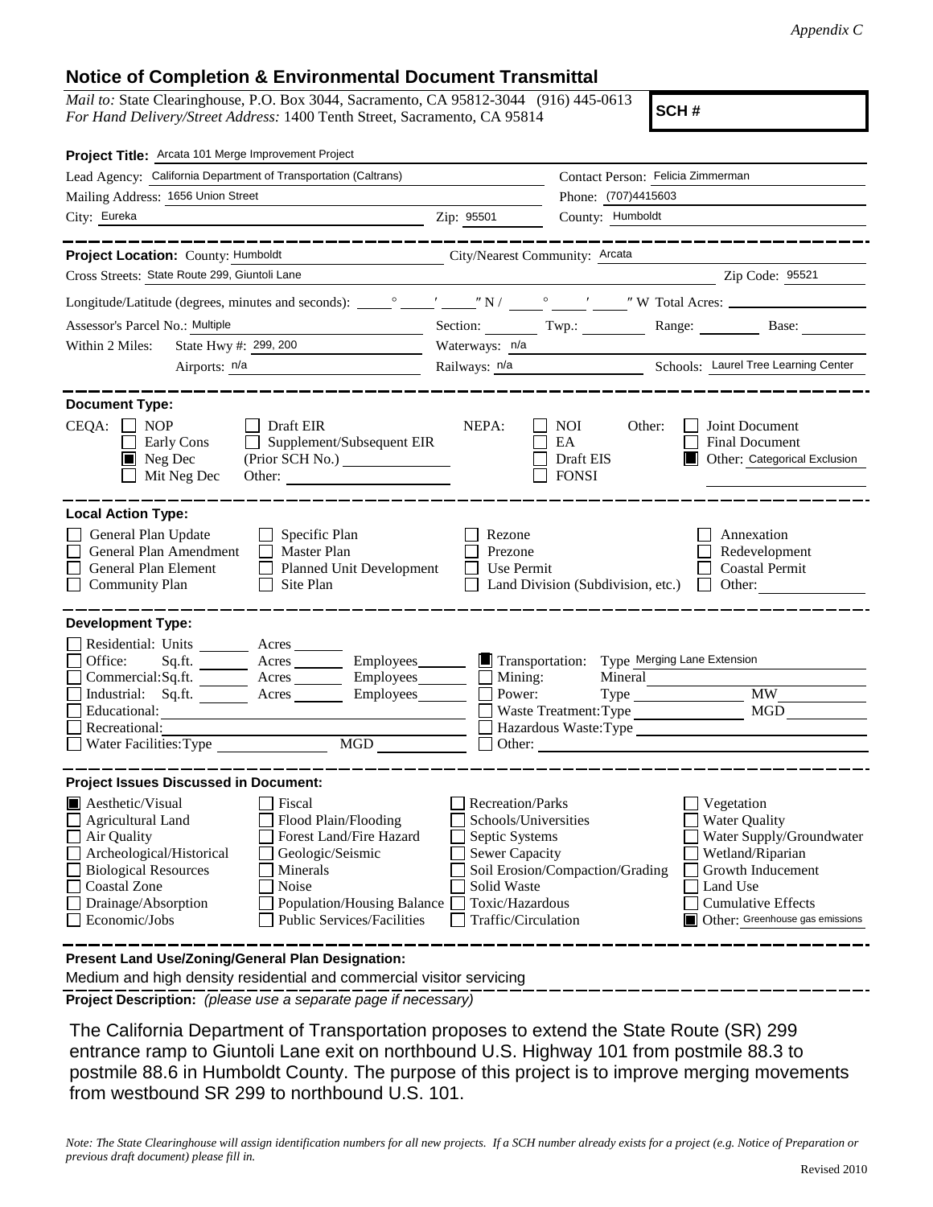*Appendix C*

# Notice of Completion & Environmental Document Transmittal

*Mail to:* State Clearinghouse, P.O. Box 3044, Sacramento, CA 95812-3044 (916) 445-0613
*For Hand Delivery/Street Address:* 1400 Tenth Street, Sacramento, CA 95814

**SCH #**

**Project Title:** Arcata 101 Merge Improvement Project

Lead Agency: California Department of Transportation (Caltrans) | Contact Person: Felicia Zimmerman

Mailing Address: 1656 Union Street | Phone: (707)4415603

City: Eureka | Zip: 95501 | County: Humboldt

---

**Project Location:** County: Humboldt | City/Nearest Community: Arcata

Cross Streets: State Route 299, Giuntoli Lane | Zip Code: 95521

Longitude/Latitude (degrees, minutes and seconds): \_\_\_° \_\_\_′ \_\_\_″ N / \_\_\_° \_\_\_′ \_\_\_″ W Total Acres: \_\_\_

Assessor's Parcel No.: Multiple | Section: \_\_\_ Twp.: \_\_\_ Range: \_\_\_ Base: \_\_\_

Within 2 Miles: State Hwy #: 299, 200 | Waterways: n/a

Airports: n/a | Railways: n/a | Schools: Laurel Tree Learning Center

---

**Document Type:**

CEQA: ☐ NOP ☐ Early Cons ☒ Neg Dec ☐ Mit Neg Dec ☐ Draft EIR ☐ Supplement/Subsequent EIR (Prior SCH No.) \_\_\_ Other: \_\_\_

NEPA: ☐ NOI ☐ EA ☐ Draft EIS ☐ FONSI

Other: ☐ Joint Document ☐ Final Document ☒ Other: Categorical Exclusion

---

**Local Action Type:**

☐ General Plan Update ☐ General Plan Amendment ☐ General Plan Element ☐ Community Plan ☐ Specific Plan ☐ Master Plan ☐ Planned Unit Development ☐ Site Plan ☐ Rezone ☐ Prezone ☐ Use Permit ☐ Land Division (Subdivision, etc.) ☐ Annexation ☐ Redevelopment ☐ Coastal Permit ☐ Other: \_\_\_

---

**Development Type:**

☐ Residential: Units \_\_\_ Acres \_\_\_
☐ Office: Sq.ft. \_\_\_ Acres \_\_\_ Employees \_\_\_
☐ Commercial: Sq.ft. \_\_\_ Acres \_\_\_ Employees \_\_\_
☐ Industrial: Sq.ft. \_\_\_ Acres \_\_\_ Employees \_\_\_
☐ Educational: \_\_\_
☐ Recreational: \_\_\_
☐ Water Facilities: Type \_\_\_ MGD \_\_\_
☒ Transportation: Type Merging Lane Extension
☐ Mining: Mineral \_\_\_
☐ Power: Type \_\_\_ MW \_\_\_
☐ Waste Treatment: Type \_\_\_ MGD \_\_\_
☐ Hazardous Waste: Type \_\_\_
☐ Other: \_\_\_

---

**Project Issues Discussed in Document:**

☒ Aesthetic/Visual ☐ Agricultural Land ☐ Air Quality ☐ Archeological/Historical ☐ Biological Resources ☐ Coastal Zone ☐ Drainage/Absorption ☐ Economic/Jobs ☐ Fiscal ☐ Flood Plain/Flooding ☐ Forest Land/Fire Hazard ☐ Geologic/Seismic ☐ Minerals ☐ Noise ☐ Population/Housing Balance ☐ Public Services/Facilities ☐ Recreation/Parks ☐ Schools/Universities ☐ Septic Systems ☐ Sewer Capacity ☐ Soil Erosion/Compaction/Grading ☐ Solid Waste ☐ Toxic/Hazardous ☐ Traffic/Circulation ☐ Vegetation ☐ Water Quality ☐ Water Supply/Groundwater ☐ Wetland/Riparian ☐ Growth Inducement ☐ Land Use ☐ Cumulative Effects ☒ Other: Greenhouse gas emissions

---

**Present Land Use/Zoning/General Plan Designation:**

Medium and high density residential and commercial visitor servicing

**Project Description:** *(please use a separate page if necessary)*

The California Department of Transportation proposes to extend the State Route (SR) 299 entrance ramp to Giuntoli Lane exit on northbound U.S. Highway 101 from postmile 88.3 to postmile 88.6 in Humboldt County. The purpose of this project is to improve merging movements from westbound SR 299 to northbound U.S. 101.

*Note: The State Clearinghouse will assign identification numbers for all new projects. If a SCH number already exists for a project (e.g. Notice of Preparation or previous draft document) please fill in.*

Revised 2010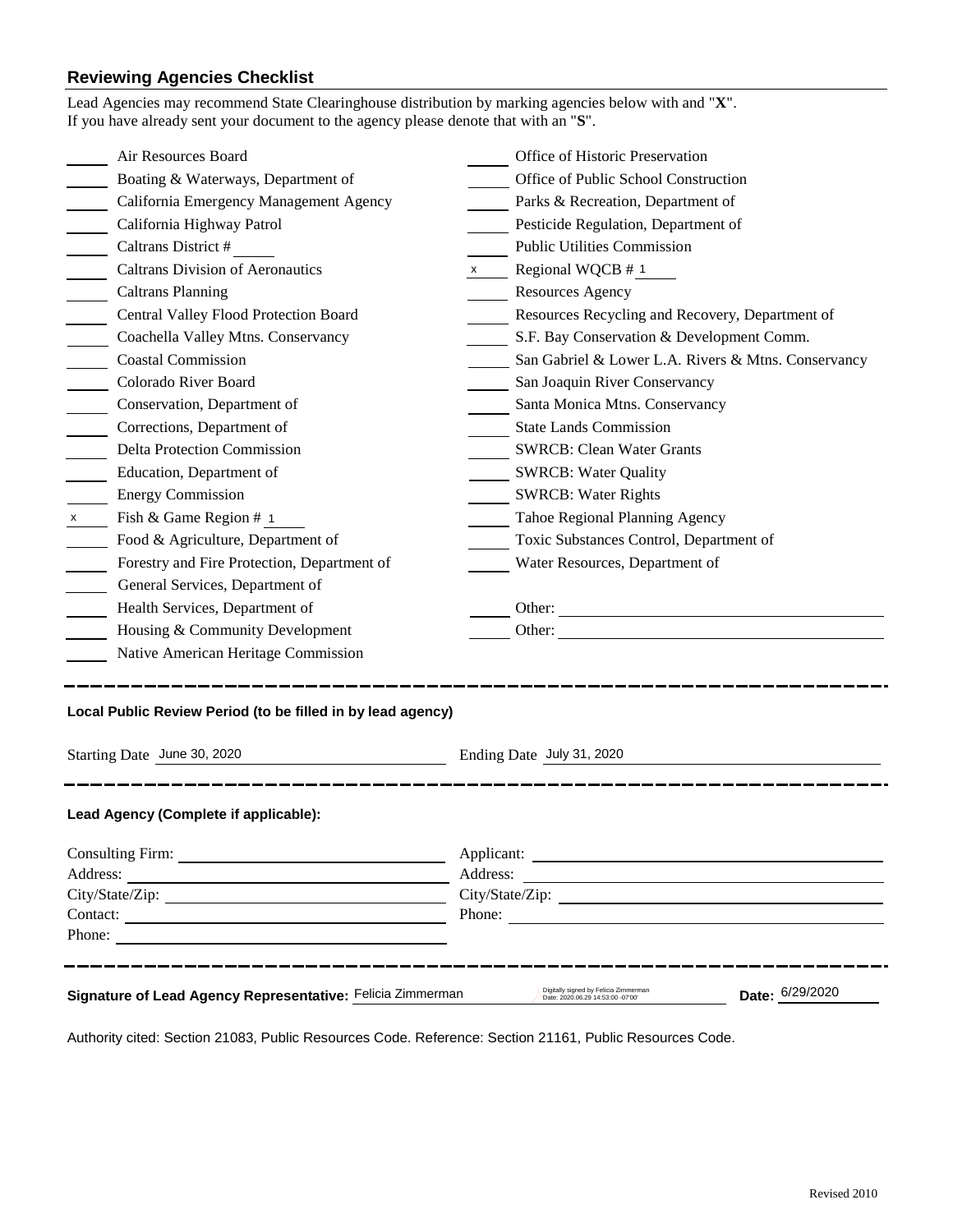## Reviewing Agencies Checklist

Lead Agencies may recommend State Clearinghouse distribution by marking agencies below with and "**X**".
If you have already sent your document to the agency please denote that with an "**S**".

| | | | |
|---|---|---|---|
| | Air Resources Board | | Office of Historic Preservation |
| | Boating & Waterways, Department of | | Office of Public School Construction |
| | California Emergency Management Agency | | Parks & Recreation, Department of |
| | California Highway Patrol | | Pesticide Regulation, Department of |
| | Caltrans District # | | Public Utilities Commission |
| | Caltrans Division of Aeronautics | x | Regional WQCB # 1 |
| | Caltrans Planning | | Resources Agency |
| | Central Valley Flood Protection Board | | Resources Recycling and Recovery, Department of |
| | Coachella Valley Mtns. Conservancy | | S.F. Bay Conservation & Development Comm. |
| | Coastal Commission | | San Gabriel & Lower L.A. Rivers & Mtns. Conservancy |
| | Colorado River Board | | San Joaquin River Conservancy |
| | Conservation, Department of | | Santa Monica Mtns. Conservancy |
| | Corrections, Department of | | State Lands Commission |
| | Delta Protection Commission | | SWRCB: Clean Water Grants |
| | Education, Department of | | SWRCB: Water Quality |
| | Energy Commission | | SWRCB: Water Rights |
| x | Fish & Game Region # 1 | | Tahoe Regional Planning Agency |
| | Food & Agriculture, Department of | | Toxic Substances Control, Department of |
| | Forestry and Fire Protection, Department of | | Water Resources, Department of |
| | General Services, Department of | | |
| | Health Services, Department of | | Other: |
| | Housing & Community Development | | Other: |
| | Native American Heritage Commission | | |

---

**Local Public Review Period (to be filled in by lead agency)**

Starting Date June 30, 2020 Ending Date July 31, 2020

---

**Lead Agency (Complete if applicable):**

| | |
|---|---|
| Consulting Firm: | Applicant: |
| Address: | Address: |
| City/State/Zip: | City/State/Zip: |
| Contact: | Phone: |
| Phone: | |

---

**Signature of Lead Agency Representative:** Felicia Zimmerman Digitally signed by Felicia Zimmerman Date: 2020.06.29 14:53:00 -07'00' **Date:** 6/29/2020

Authority cited: Section 21083, Public Resources Code. Reference: Section 21161, Public Resources Code.

Revised 2010